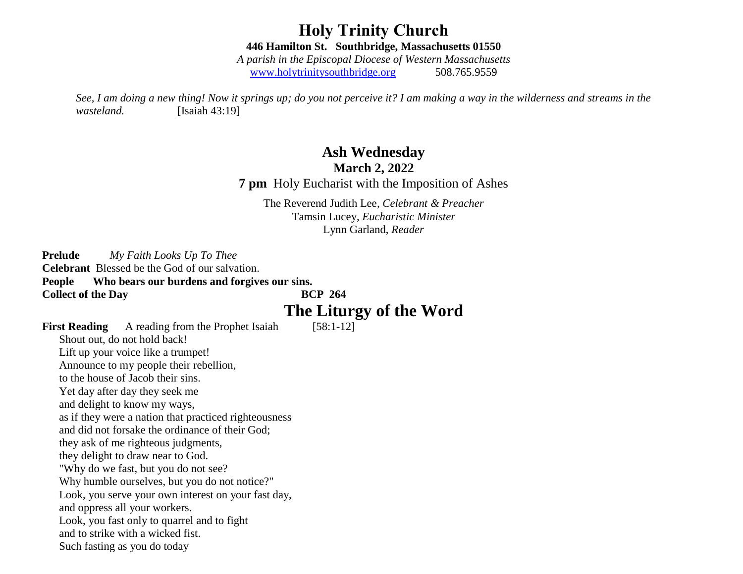# Holy Trinity Church

**446 Hamilton St. Southbridge, Massachusetts 01550**

*A parish in the Episcopal Diocese of Western Massachusetts*

www.holytrinitysouthbridge.org 508.765.9559

*See, I am doing a new thing! Now it springs up; do you not perceive it? I am making a way in the wilderness and streams in the wasteland.* [Isaiah 43:19]

## Ash Wednesday

**March 2, 2022**

**7 pm** Holy Eucharist with the Imposition of Ashes

The Reverend Judith Lee, *Celebrant & Preacher*
Tamsin Lucey, *Eucharistic Minister*
Lynn Garland, *Reader*

**Prelude** *My Faith Looks Up To Thee*

**Celebrant** Blessed be the God of our salvation.

**People Who bears our burdens and forgives our sins.**

**Collect of the Day BCP 264**

## The Liturgy of the Word

**First Reading** A reading from the Prophet Isaiah [58:1-12]

Shout out, do not hold back!
Lift up your voice like a trumpet!
Announce to my people their rebellion,
to the house of Jacob their sins.
Yet day after day they seek me
and delight to know my ways,
as if they were a nation that practiced righteousness
and did not forsake the ordinance of their God;
they ask of me righteous judgments,
they delight to draw near to God.
"Why do we fast, but you do not see?
Why humble ourselves, but you do not notice?"
Look, you serve your own interest on your fast day,
and oppress all your workers.
Look, you fast only to quarrel and to fight
and to strike with a wicked fist.
Such fasting as you do today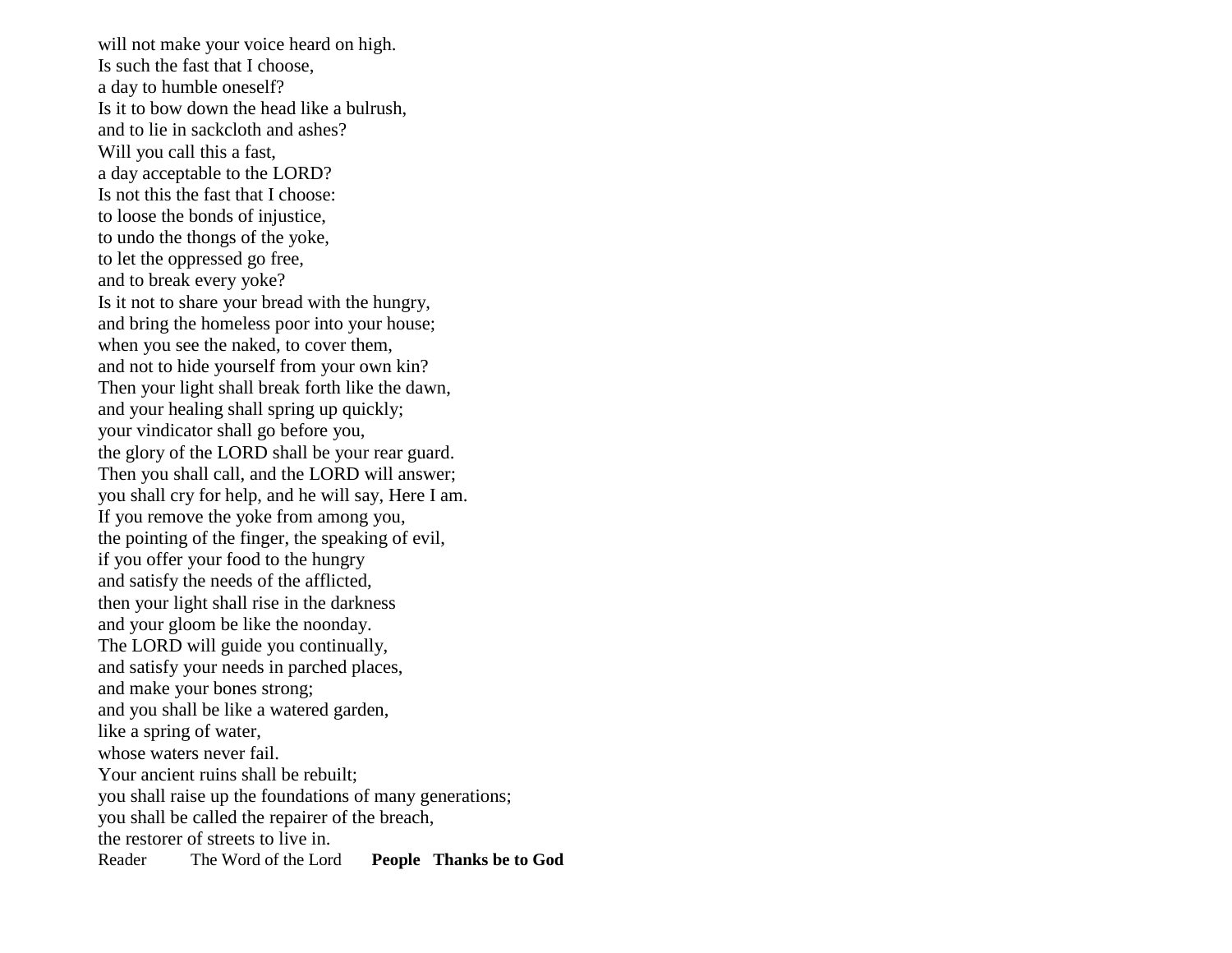will not make your voice heard on high.  
Is such the fast that I choose,  
a day to humble oneself?  
Is it to bow down the head like a bulrush,  
and to lie in sackcloth and ashes?  
Will you call this a fast,  
a day acceptable to the LORD?  
Is not this the fast that I choose:  
to loose the bonds of injustice,  
to undo the thongs of the yoke,  
to let the oppressed go free,  
and to break every yoke?  
Is it not to share your bread with the hungry,  
and bring the homeless poor into your house;  
when you see the naked, to cover them,  
and not to hide yourself from your own kin?  
Then your light shall break forth like the dawn,  
and your healing shall spring up quickly;  
your vindicator shall go before you,  
the glory of the LORD shall be your rear guard.  
Then you shall call, and the LORD will answer;  
you shall cry for help, and he will say, Here I am.  
If you remove the yoke from among you,  
the pointing of the finger, the speaking of evil,  
if you offer your food to the hungry  
and satisfy the needs of the afflicted,  
then your light shall rise in the darkness  
and your gloom be like the noonday.  
The LORD will guide you continually,  
and satisfy your needs in parched places,  
and make your bones strong;  
and you shall be like a watered garden,  
like a spring of water,  
whose waters never fail.  
Your ancient ruins shall be rebuilt;  
you shall raise up the foundations of many generations;  
you shall be called the repairer of the breach,  
the restorer of streets to live in.  
Reader  The Word of the Lord  **People  Thanks be to God**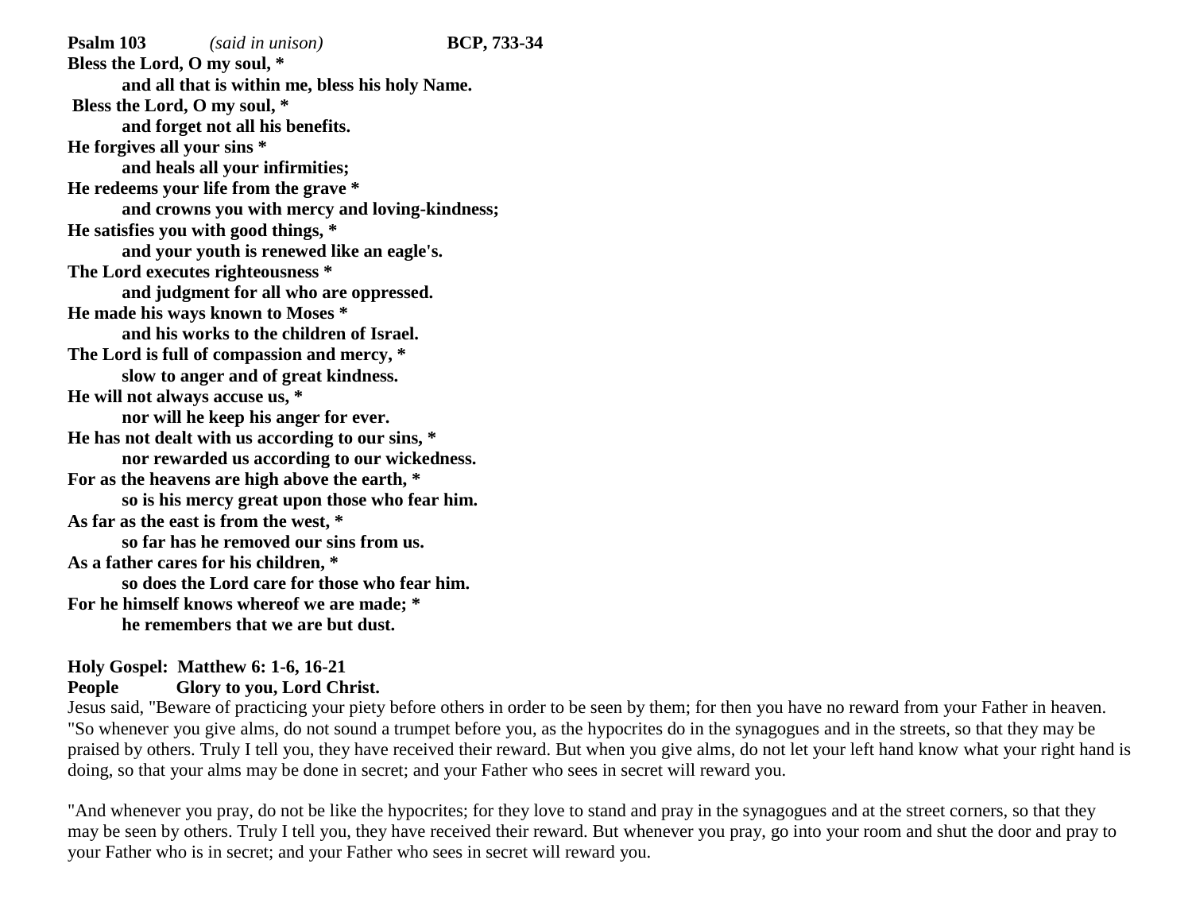**Psalm 103** *(said in unison)* **BCP, 733-34**

**Bless the Lord, O my soul, \***
**and all that is within me, bless his holy Name.**
**Bless the Lord, O my soul, \***
**and forget not all his benefits.**
**He forgives all your sins \***
**and heals all your infirmities;**
**He redeems your life from the grave \***
**and crowns you with mercy and loving-kindness;**
**He satisfies you with good things, \***
**and your youth is renewed like an eagle's.**
**The Lord executes righteousness \***
**and judgment for all who are oppressed.**
**He made his ways known to Moses \***
**and his works to the children of Israel.**
**The Lord is full of compassion and mercy, \***
**slow to anger and of great kindness.**
**He will not always accuse us, \***
**nor will he keep his anger for ever.**
**He has not dealt with us according to our sins, \***
**nor rewarded us according to our wickedness.**
**For as the heavens are high above the earth, \***
**so is his mercy great upon those who fear him.**
**As far as the east is from the west, \***
**so far has he removed our sins from us.**
**As a father cares for his children, \***
**so does the Lord care for those who fear him.**
**For he himself knows whereof we are made; \***
**he remembers that we are but dust.**

**Holy Gospel: Matthew 6: 1-6, 16-21**
**People Glory to you, Lord Christ.**

Jesus said, "Beware of practicing your piety before others in order to be seen by them; for then you have no reward from your Father in heaven. "So whenever you give alms, do not sound a trumpet before you, as the hypocrites do in the synagogues and in the streets, so that they may be praised by others. Truly I tell you, they have received their reward. But when you give alms, do not let your left hand know what your right hand is doing, so that your alms may be done in secret; and your Father who sees in secret will reward you.

"And whenever you pray, do not be like the hypocrites; for they love to stand and pray in the synagogues and at the street corners, so that they may be seen by others. Truly I tell you, they have received their reward. But whenever you pray, go into your room and shut the door and pray to your Father who is in secret; and your Father who sees in secret will reward you.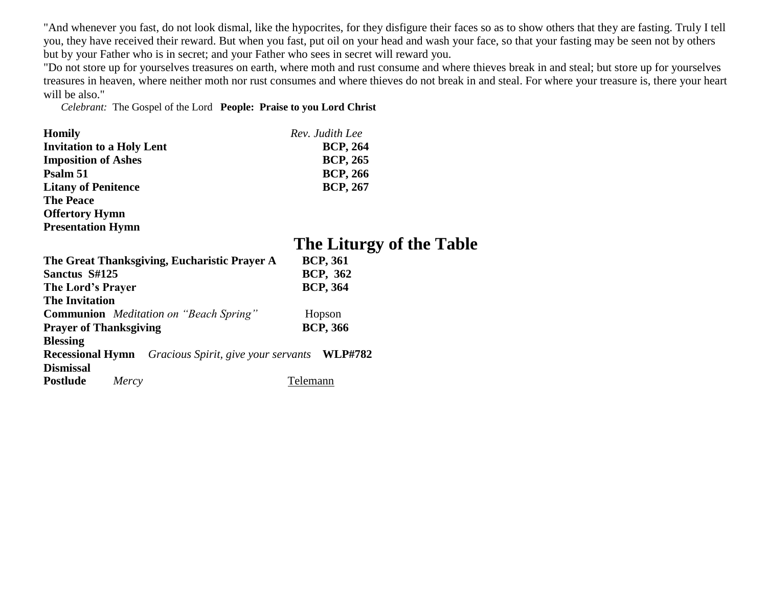"And whenever you fast, do not look dismal, like the hypocrites, for they disfigure their faces so as to show others that they are fasting. Truly I tell you, they have received their reward. But when you fast, put oil on your head and wash your face, so that your fasting may be seen not by others but by your Father who is in secret; and your Father who sees in secret will reward you.

"Do not store up for yourselves treasures on earth, where moth and rust consume and where thieves break in and steal; but store up for yourselves treasures in heaven, where neither moth nor rust consumes and where thieves do not break in and steal. For where your treasure is, there your heart will be also."

*Celebrant:* The Gospel of the Lord **People: Praise to you Lord Christ**

**Homily** *Rev. Judith Lee*
**Invitation to a Holy Lent** **BCP, 264**
**Imposition of Ashes** **BCP, 265**
**Psalm 51** **BCP, 266**
**Litany of Penitence** **BCP, 267**
**The Peace**
**Offertory Hymn**
**Presentation Hymn**

## The Liturgy of the Table

**The Great Thanksgiving, Eucharistic Prayer A** **BCP, 361**
**Sanctus S#125** **BCP, 362**
**The Lord's Prayer** **BCP, 364**
**The Invitation**
**Communion** *Meditation on "Beach Spring"* Hopson
**Prayer of Thanksgiving** **BCP, 366**
**Blessing**
**Recessional Hymn** *Gracious Spirit, give your servants* **WLP#782**
**Dismissal**
**Postlude** *Mercy* Telemann